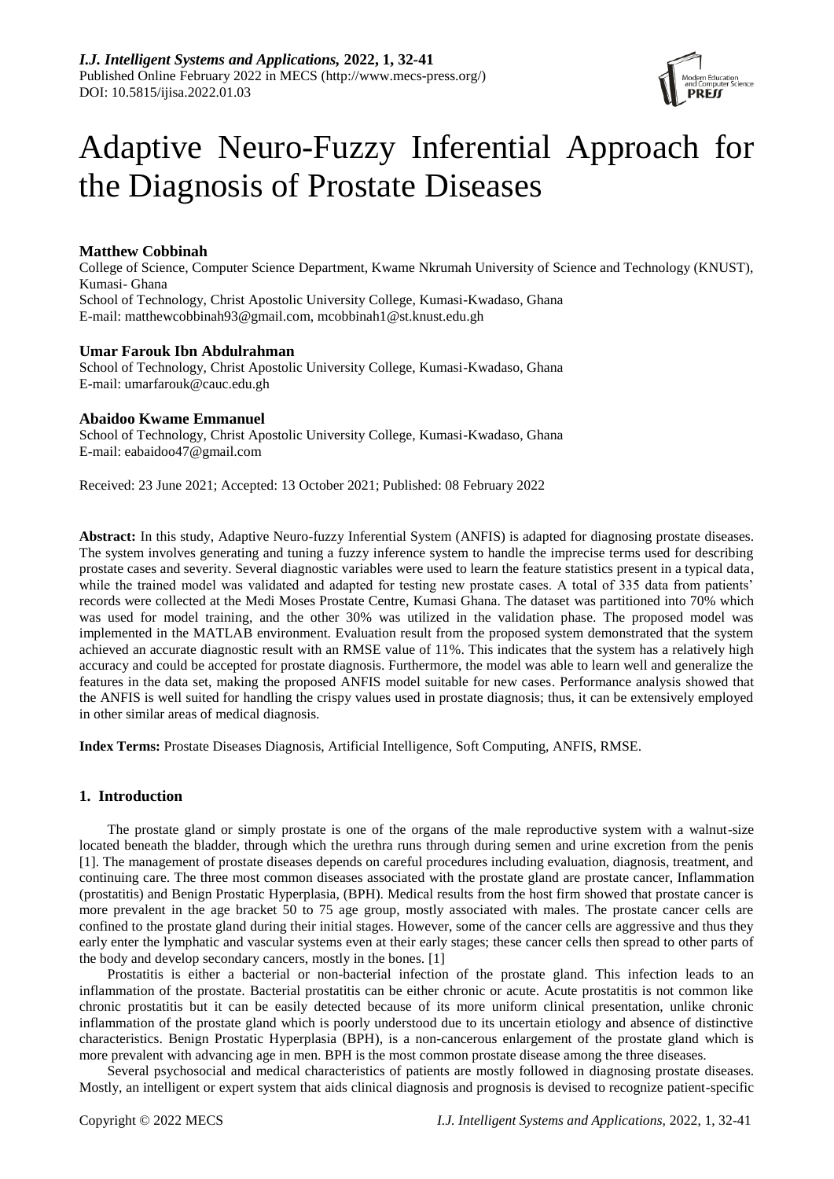# Adaptive Neuro-Fuzzy Inferential Approach for the Diagnosis of Prostate Diseases

**Matthew Cobbinah**

College of Science, Computer Science Department, Kwame Nkrumah University of Science and Technology (KNUST), Kumasi- Ghana

School of Technology, Christ Apostolic University College, Kumasi-Kwadaso, Ghana

E-mail: matthewcobbinah93@gmail.com, mcobbinah1@st.knust.edu.gh

**Umar Farouk Ibn Abdulrahman**

School of Technology, Christ Apostolic University College, Kumasi-Kwadaso, Ghana

E-mail: umarfarouk@cauc.edu.gh

**Abaidoo Kwame Emmanuel**

School of Technology, Christ Apostolic University College, Kumasi-Kwadaso, Ghana

E-mail: eabaidoo47@gmail.com

Received: 23 June 2021; Accepted: 13 October 2021; Published: 08 February 2022

**Abstract:** In this study, Adaptive Neuro-fuzzy Inferential System (ANFIS) is adapted for diagnosing prostate diseases. The system involves generating and tuning a fuzzy inference system to handle the imprecise terms used for describing prostate cases and severity. Several diagnostic variables were used to learn the feature statistics present in a typical data, while the trained model was validated and adapted for testing new prostate cases. A total of 335 data from patients' records were collected at the Medi Moses Prostate Centre, Kumasi Ghana. The dataset was partitioned into 70% which was used for model training, and the other 30% was utilized in the validation phase. The proposed model was implemented in the MATLAB environment. Evaluation result from the proposed system demonstrated that the system achieved an accurate diagnostic result with an RMSE value of 11%. This indicates that the system has a relatively high accuracy and could be accepted for prostate diagnosis. Furthermore, the model was able to learn well and generalize the features in the data set, making the proposed ANFIS model suitable for new cases. Performance analysis showed that the ANFIS is well suited for handling the crispy values used in prostate diagnosis; thus, it can be extensively employed in other similar areas of medical diagnosis.

**Index Terms:** Prostate Diseases Diagnosis, Artificial Intelligence, Soft Computing, ANFIS, RMSE.

## 1. Introduction

The prostate gland or simply prostate is one of the organs of the male reproductive system with a walnut-size located beneath the bladder, through which the urethra runs through during semen and urine excretion from the penis [1]. The management of prostate diseases depends on careful procedures including evaluation, diagnosis, treatment, and continuing care. The three most common diseases associated with the prostate gland are prostate cancer, Inflammation (prostatitis) and Benign Prostatic Hyperplasia, (BPH). Medical results from the host firm showed that prostate cancer is more prevalent in the age bracket 50 to 75 age group, mostly associated with males. The prostate cancer cells are confined to the prostate gland during their initial stages. However, some of the cancer cells are aggressive and thus they early enter the lymphatic and vascular systems even at their early stages; these cancer cells then spread to other parts of the body and develop secondary cancers, mostly in the bones. [1]

Prostatitis is either a bacterial or non-bacterial infection of the prostate gland. This infection leads to an inflammation of the prostate. Bacterial prostatitis can be either chronic or acute. Acute prostatitis is not common like chronic prostatitis but it can be easily detected because of its more uniform clinical presentation, unlike chronic inflammation of the prostate gland which is poorly understood due to its uncertain etiology and absence of distinctive characteristics. Benign Prostatic Hyperplasia (BPH), is a non-cancerous enlargement of the prostate gland which is more prevalent with advancing age in men. BPH is the most common prostate disease among the three diseases.

Several psychosocial and medical characteristics of patients are mostly followed in diagnosing prostate diseases. Mostly, an intelligent or expert system that aids clinical diagnosis and prognosis is devised to recognize patient-specific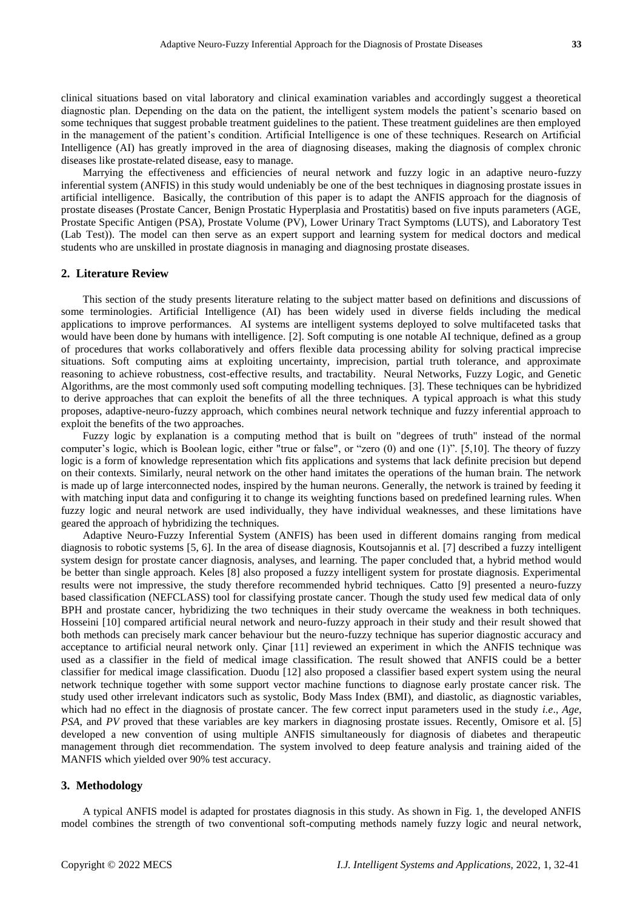clinical situations based on vital laboratory and clinical examination variables and accordingly suggest a theoretical diagnostic plan. Depending on the data on the patient, the intelligent system models the patient's scenario based on some techniques that suggest probable treatment guidelines to the patient. These treatment guidelines are then employed in the management of the patient's condition. Artificial Intelligence is one of these techniques. Research on Artificial Intelligence (AI) has greatly improved in the area of diagnosing diseases, making the diagnosis of complex chronic diseases like prostate-related disease, easy to manage.

Marrying the effectiveness and efficiencies of neural network and fuzzy logic in an adaptive neuro-fuzzy inferential system (ANFIS) in this study would undeniably be one of the best techniques in diagnosing prostate issues in artificial intelligence. Basically, the contribution of this paper is to adapt the ANFIS approach for the diagnosis of prostate diseases (Prostate Cancer, Benign Prostatic Hyperplasia and Prostatitis) based on five inputs parameters (AGE, Prostate Specific Antigen (PSA), Prostate Volume (PV), Lower Urinary Tract Symptoms (LUTS), and Laboratory Test (Lab Test)). The model can then serve as an expert support and learning system for medical doctors and medical students who are unskilled in prostate diagnosis in managing and diagnosing prostate diseases.

## 2. Literature Review

This section of the study presents literature relating to the subject matter based on definitions and discussions of some terminologies. Artificial Intelligence (AI) has been widely used in diverse fields including the medical applications to improve performances. AI systems are intelligent systems deployed to solve multifaceted tasks that would have been done by humans with intelligence. [2]. Soft computing is one notable AI technique, defined as a group of procedures that works collaboratively and offers flexible data processing ability for solving practical imprecise situations. Soft computing aims at exploiting uncertainty, imprecision, partial truth tolerance, and approximate reasoning to achieve robustness, cost-effective results, and tractability. Neural Networks, Fuzzy Logic, and Genetic Algorithms, are the most commonly used soft computing modelling techniques. [3]. These techniques can be hybridized to derive approaches that can exploit the benefits of all the three techniques. A typical approach is what this study proposes, adaptive-neuro-fuzzy approach, which combines neural network technique and fuzzy inferential approach to exploit the benefits of the two approaches.

Fuzzy logic by explanation is a computing method that is built on "degrees of truth" instead of the normal computer's logic, which is Boolean logic, either "true or false", or "zero (0) and one (1)". [5,10]. The theory of fuzzy logic is a form of knowledge representation which fits applications and systems that lack definite precision but depend on their contexts. Similarly, neural network on the other hand imitates the operations of the human brain. The network is made up of large interconnected nodes, inspired by the human neurons. Generally, the network is trained by feeding it with matching input data and configuring it to change its weighting functions based on predefined learning rules. When fuzzy logic and neural network are used individually, they have individual weaknesses, and these limitations have geared the approach of hybridizing the techniques.

Adaptive Neuro-Fuzzy Inferential System (ANFIS) has been used in different domains ranging from medical diagnosis to robotic systems [5, 6]. In the area of disease diagnosis, Koutsojannis et al. [7] described a fuzzy intelligent system design for prostate cancer diagnosis, analyses, and learning. The paper concluded that, a hybrid method would be better than single approach. Keles [8] also proposed a fuzzy intelligent system for prostate diagnosis. Experimental results were not impressive, the study therefore recommended hybrid techniques. Catto [9] presented a neuro-fuzzy based classification (NEFCLASS) tool for classifying prostate cancer. Though the study used few medical data of only BPH and prostate cancer, hybridizing the two techniques in their study overcame the weakness in both techniques. Hosseini [10] compared artificial neural network and neuro-fuzzy approach in their study and their result showed that both methods can precisely mark cancer behaviour but the neuro-fuzzy technique has superior diagnostic accuracy and acceptance to artificial neural network only. Çinar [11] reviewed an experiment in which the ANFIS technique was used as a classifier in the field of medical image classification. The result showed that ANFIS could be a better classifier for medical image classification. Duodu [12] also proposed a classifier based expert system using the neural network technique together with some support vector machine functions to diagnose early prostate cancer risk. The study used other irrelevant indicators such as systolic, Body Mass Index (BMI), and diastolic, as diagnostic variables, which had no effect in the diagnosis of prostate cancer. The few correct input parameters used in the study *i.e*., *Age*, *PSA*, and *PV* proved that these variables are key markers in diagnosing prostate issues. Recently, Omisore et al. [5] developed a new convention of using multiple ANFIS simultaneously for diagnosis of diabetes and therapeutic management through diet recommendation. The system involved to deep feature analysis and training aided of the MANFIS which yielded over 90% test accuracy.

## 3. Methodology

A typical ANFIS model is adapted for prostates diagnosis in this study. As shown in Fig. 1, the developed ANFIS model combines the strength of two conventional soft-computing methods namely fuzzy logic and neural network,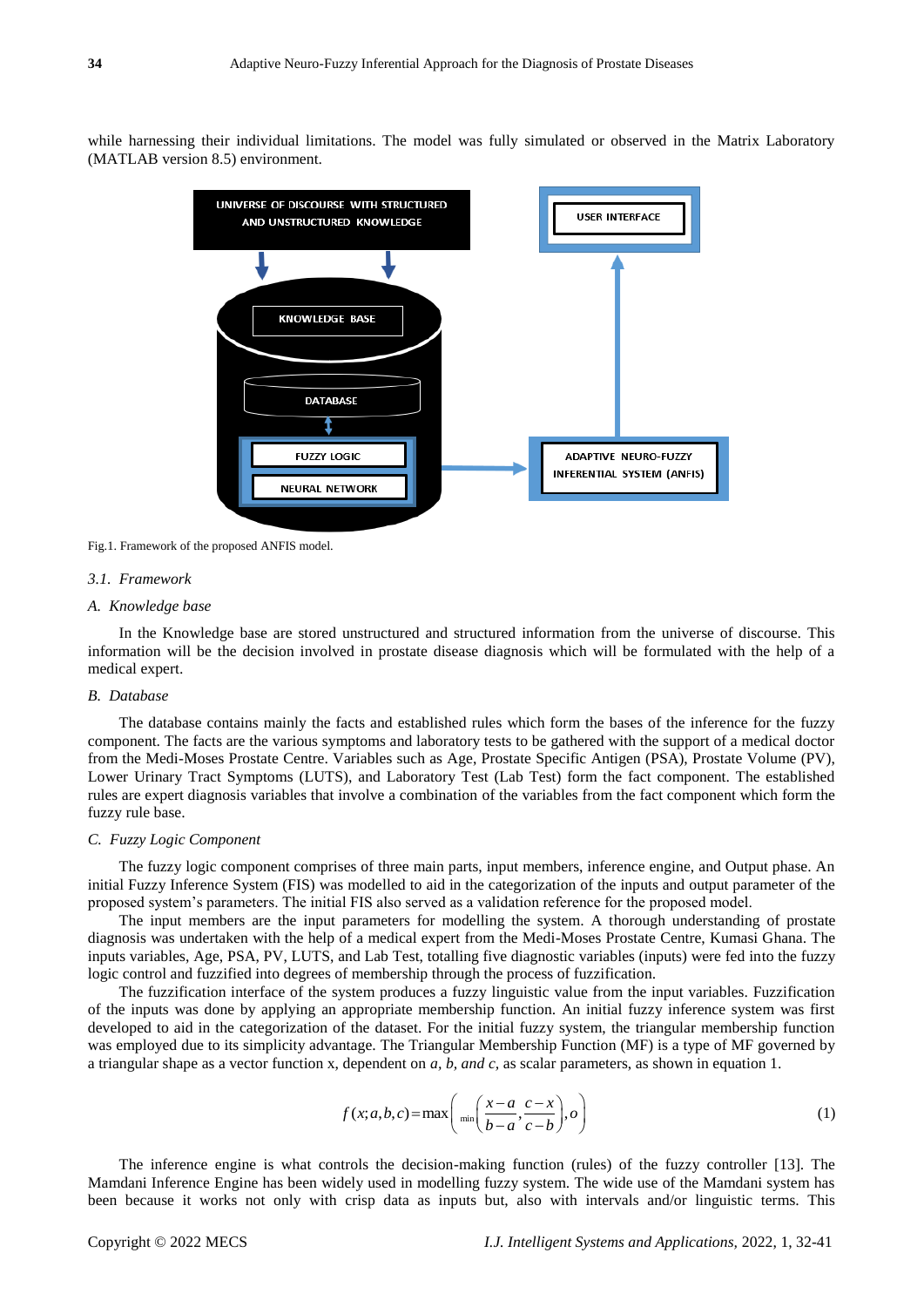while harnessing their individual limitations. The model was fully simulated or observed in the Matrix Laboratory (MATLAB version 8.5) environment.

Fig.1. Framework of the proposed ANFIS model.

### 3.1. Framework

#### A. Knowledge base

In the Knowledge base are stored unstructured and structured information from the universe of discourse. This information will be the decision involved in prostate disease diagnosis which will be formulated with the help of a medical expert.

#### B. Database

The database contains mainly the facts and established rules which form the bases of the inference for the fuzzy component. The facts are the various symptoms and laboratory tests to be gathered with the support of a medical doctor from the Medi-Moses Prostate Centre. Variables such as Age, Prostate Specific Antigen (PSA), Prostate Volume (PV), Lower Urinary Tract Symptoms (LUTS), and Laboratory Test (Lab Test) form the fact component. The established rules are expert diagnosis variables that involve a combination of the variables from the fact component which form the fuzzy rule base.

#### C. Fuzzy Logic Component

The fuzzy logic component comprises of three main parts, input members, inference engine, and Output phase. An initial Fuzzy Inference System (FIS) was modelled to aid in the categorization of the inputs and output parameter of the proposed system's parameters. The initial FIS also served as a validation reference for the proposed model.

The input members are the input parameters for modelling the system. A thorough understanding of prostate diagnosis was undertaken with the help of a medical expert from the Medi-Moses Prostate Centre, Kumasi Ghana. The inputs variables, Age, PSA, PV, LUTS, and Lab Test, totalling five diagnostic variables (inputs) were fed into the fuzzy logic control and fuzzified into degrees of membership through the process of fuzzification.

The fuzzification interface of the system produces a fuzzy linguistic value from the input variables. Fuzzification of the inputs was done by applying an appropriate membership function. An initial fuzzy inference system was first developed to aid in the categorization of the dataset. For the initial fuzzy system, the triangular membership function was employed due to its simplicity advantage. The Triangular Membership Function (MF) is a type of MF governed by a triangular shape as a vector function x, dependent on *a, b, and c*, as scalar parameters, as shown in equation 1.

$$f(x;a,b,c) = \max\left( \min\left( \frac{x-a}{b-a}, \frac{c-x}{c-b} \right), o \right) \tag{1}$$

The inference engine is what controls the decision-making function (rules) of the fuzzy controller [13]. The Mamdani Inference Engine has been widely used in modelling fuzzy system. The wide use of the Mamdani system has been because it works not only with crisp data as inputs but, also with intervals and/or linguistic terms. This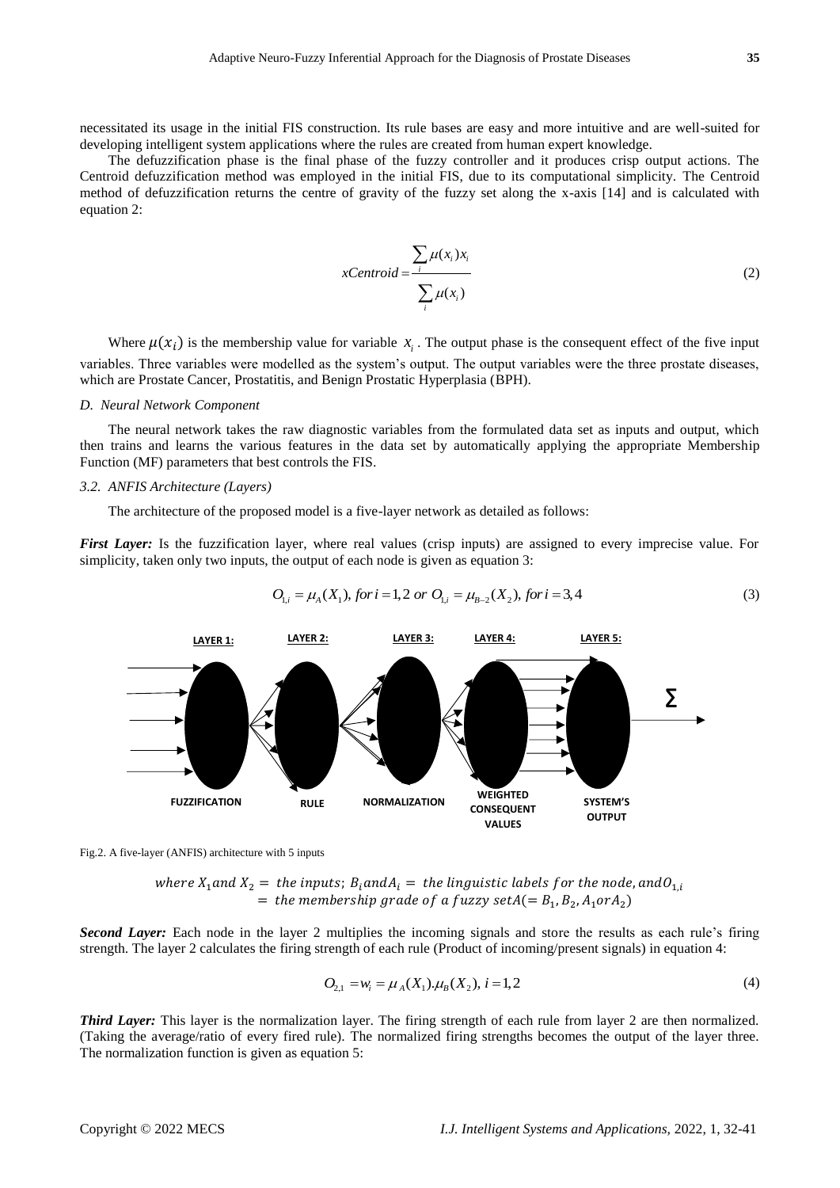necessitated its usage in the initial FIS construction. Its rule bases are easy and more intuitive and are well-suited for developing intelligent system applications where the rules are created from human expert knowledge.

The defuzzification phase is the final phase of the fuzzy controller and it produces crisp output actions. The Centroid defuzzification method was employed in the initial FIS, due to its computational simplicity. The Centroid method of defuzzification returns the centre of gravity of the fuzzy set along the x-axis [14] and is calculated with equation 2:

$$xCentroid = \frac{\sum_i \mu(x_i) x_i}{\sum_i \mu(x_i)} \tag{2}$$

Where $\mu(x_i)$ is the membership value for variable $x_i$. The output phase is the consequent effect of the five input variables. Three variables were modelled as the system's output. The output variables were the three prostate diseases, which are Prostate Cancer, Prostatitis, and Benign Prostatic Hyperplasia (BPH).

*D. Neural Network Component*

The neural network takes the raw diagnostic variables from the formulated data set as inputs and output, which then trains and learns the various features in the data set by automatically applying the appropriate Membership Function (MF) parameters that best controls the FIS.

*3.2. ANFIS Architecture (Layers)*

The architecture of the proposed model is a five-layer network as detailed as follows:

***First Layer:*** Is the fuzzification layer, where real values (crisp inputs) are assigned to every imprecise value. For simplicity, taken only two inputs, the output of each node is given as equation 3:

$$O_{1,i} = \mu_A(X_1), \; for\, i = 1,2 \;\; or \;\; O_{1,i} = \mu_{B-2}(X_2), \; for\, i = 3,4 \tag{3}$$

LAYER 1: FUZZIFICATION — LAYER 2: RULE — LAYER 3: NORMALIZATION — LAYER 4: WEIGHTED CONSEQUENT VALUES — LAYER 5: SYSTEM'S OUTPUT — Σ

Fig.2. A five-layer (ANFIS) architecture with 5 inputs

$$where\ X_1 and\ X_2 = \ the\ inputs;\ B_i and A_i = \ the\ linguistic\ labels\ for\ the\ node,\ and O_{1,i} = \ the\ membership\ grade\ of\ a\ fuzzy\ set A (= B_1, B_2, A_1 or A_2)$$

***Second Layer:*** Each node in the layer 2 multiplies the incoming signals and store the results as each rule's firing strength. The layer 2 calculates the firing strength of each rule (Product of incoming/present signals) in equation 4:

$$O_{2,1} = w_i = \mu_A(X_1).\mu_B(X_2), \; i = 1,2 \tag{4}$$

***Third Layer:*** This layer is the normalization layer. The firing strength of each rule from layer 2 are then normalized. (Taking the average/ratio of every fired rule). The normalized firing strengths becomes the output of the layer three. The normalization function is given as equation 5: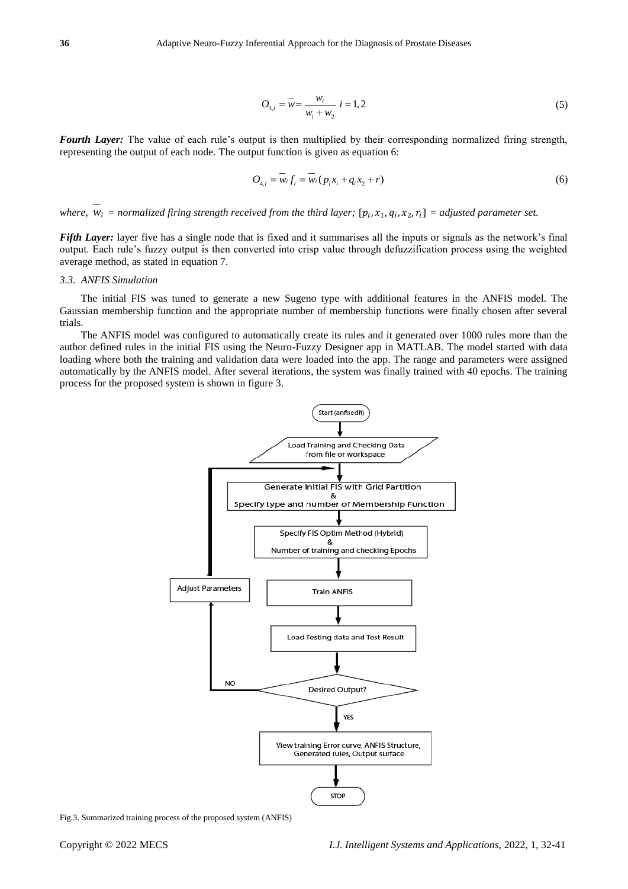$$O_{3,i} = \overline{w} = \frac{w_i}{w_i + w_2} \quad i = 1, 2 \tag{5}$$

***Fourth Layer:*** The value of each rule's output is then multiplied by their corresponding normalized firing strength, representing the output of each node. The output function is given as equation 6:

$$O_{4,i} = \overline{w_i} f_i = \overline{w_i} (p_i x_i + q_i x_2 + r) \tag{6}$$

*where,* $\overline{w_i}$ *= normalized firing strength received from the third layer;* $\{p_i, x_1, q_i, x_2, r_i\}$ *= adjusted parameter set.*

***Fifth Layer:*** layer five has a single node that is fixed and it summarises all the inputs or signals as the network's final output. Each rule's fuzzy output is then converted into crisp value through defuzzification process using the weighted average method, as stated in equation 7.

### *3.3. ANFIS Simulation*

The initial FIS was tuned to generate a new Sugeno type with additional features in the ANFIS model. The Gaussian membership function and the appropriate number of membership functions were finally chosen after several trials.

The ANFIS model was configured to automatically create its rules and it generated over 1000 rules more than the author defined rules in the initial FIS using the Neuro-Fuzzy Designer app in MATLAB. The model started with data loading where both the training and validation data were loaded into the app. The range and parameters were assigned automatically by the ANFIS model. After several iterations, the system was finally trained with 40 epochs. The training process for the proposed system is shown in figure 3.

Fig.3. Summarized training process of the proposed system (ANFIS)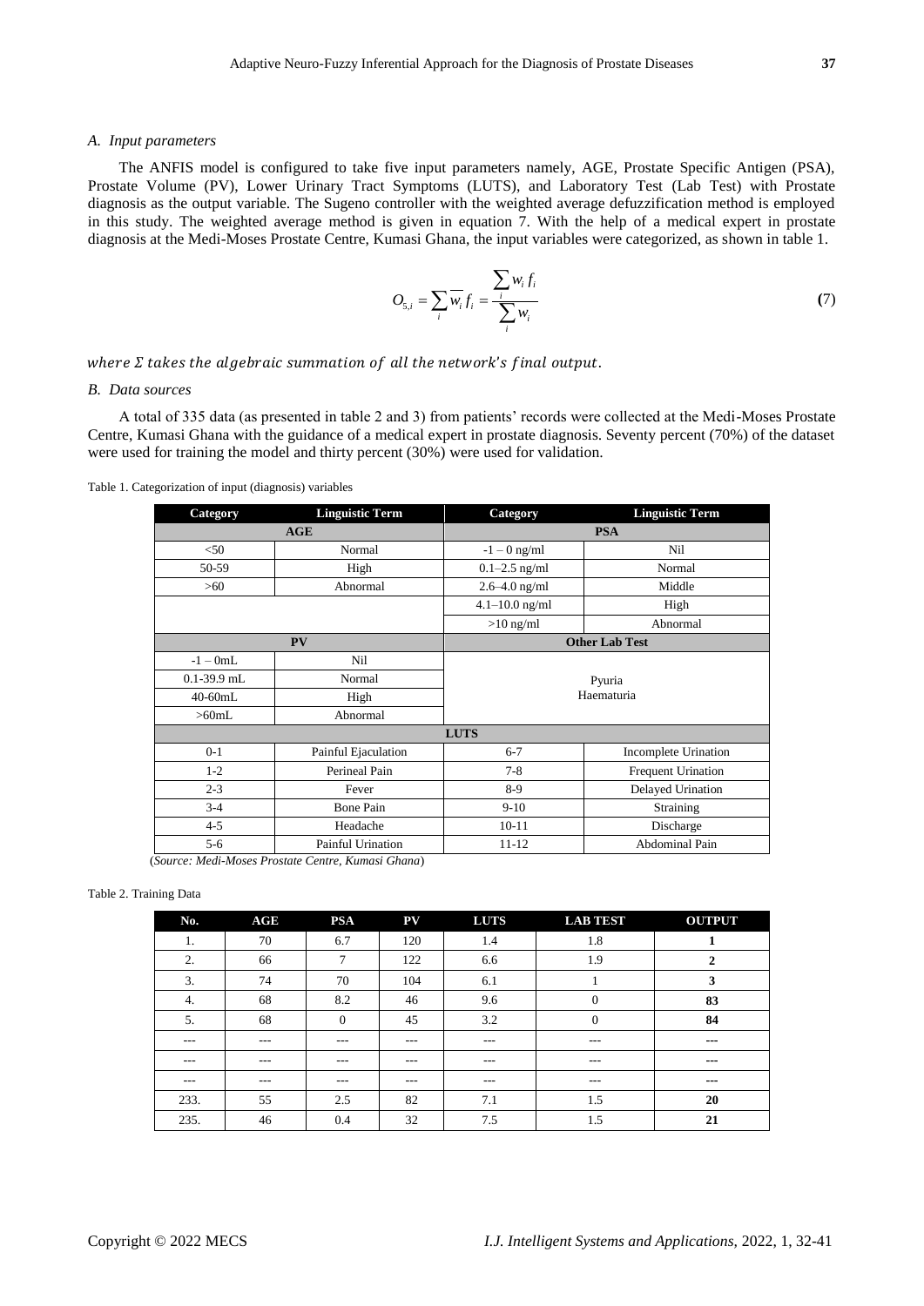### A. Input parameters

The ANFIS model is configured to take five input parameters namely, AGE, Prostate Specific Antigen (PSA), Prostate Volume (PV), Lower Urinary Tract Symptoms (LUTS), and Laboratory Test (Lab Test) with Prostate diagnosis as the output variable. The Sugeno controller with the weighted average defuzzification method is employed in this study. The weighted average method is given in equation 7. With the help of a medical expert in prostate diagnosis at the Medi-Moses Prostate Centre, Kumasi Ghana, the input variables were categorized, as shown in table 1.

$$O_{5,i} = \sum_i \overline{w_i} f_i = \frac{\sum_i w_i f_i}{\sum_i w_i} \tag{7}$$

*where $\Sigma$ takes the algebraic summation of all the network's final output.*

### B. Data sources

A total of 335 data (as presented in table 2 and 3) from patients' records were collected at the Medi-Moses Prostate Centre, Kumasi Ghana with the guidance of a medical expert in prostate diagnosis. Seventy percent (70%) of the dataset were used for training the model and thirty percent (30%) were used for validation.

Table 1. Categorization of input (diagnosis) variables

| Category | Linguistic Term | Category | Linguistic Term |
|---|---|---|---|
| **AGE** | | **PSA** | |
| <50 | Normal | -1 – 0 ng/ml | Nil |
| 50-59 | High | 0.1–2.5 ng/ml | Normal |
| >60 | Abnormal | 2.6–4.0 ng/ml | Middle |
| | | 4.1–10.0 ng/ml | High |
| | | >10 ng/ml | Abnormal |
| **PV** | | **Other Lab Test** | |
| -1 – 0mL | Nil | Pyuria Haematuria | |
| 0.1-39.9 mL | Normal | | |
| 40-60mL | High | | |
| >60mL | Abnormal | | |
| **LUTS** | | | |
| 0-1 | Painful Ejaculation | 6-7 | Incomplete Urination |
| 1-2 | Perineal Pain | 7-8 | Frequent Urination |
| 2-3 | Fever | 8-9 | Delayed Urination |
| 3-4 | Bone Pain | 9-10 | Straining |
| 4-5 | Headache | 10-11 | Discharge |
| 5-6 | Painful Urination | 11-12 | Abdominal Pain |

(*Source: Medi-Moses Prostate Centre, Kumasi Ghana*)

Table 2. Training Data

| No. | AGE | PSA | PV | LUTS | LAB TEST | OUTPUT |
|---|---|---|---|---|---|---|
| 1. | 70 | 6.7 | 120 | 1.4 | 1.8 | **1** |
| 2. | 66 | 7 | 122 | 6.6 | 1.9 | **2** |
| 3. | 74 | 70 | 104 | 6.1 | 1 | **3** |
| 4. | 68 | 8.2 | 46 | 9.6 | 0 | **83** |
| 5. | 68 | 0 | 45 | 3.2 | 0 | **84** |
| --- | --- | --- | --- | --- | --- | **---** |
| --- | --- | --- | --- | --- | --- | **---** |
| --- | --- | --- | --- | --- | --- | **---** |
| 233. | 55 | 2.5 | 82 | 7.1 | 1.5 | **20** |
| 235. | 46 | 0.4 | 32 | 7.5 | 1.5 | **21** |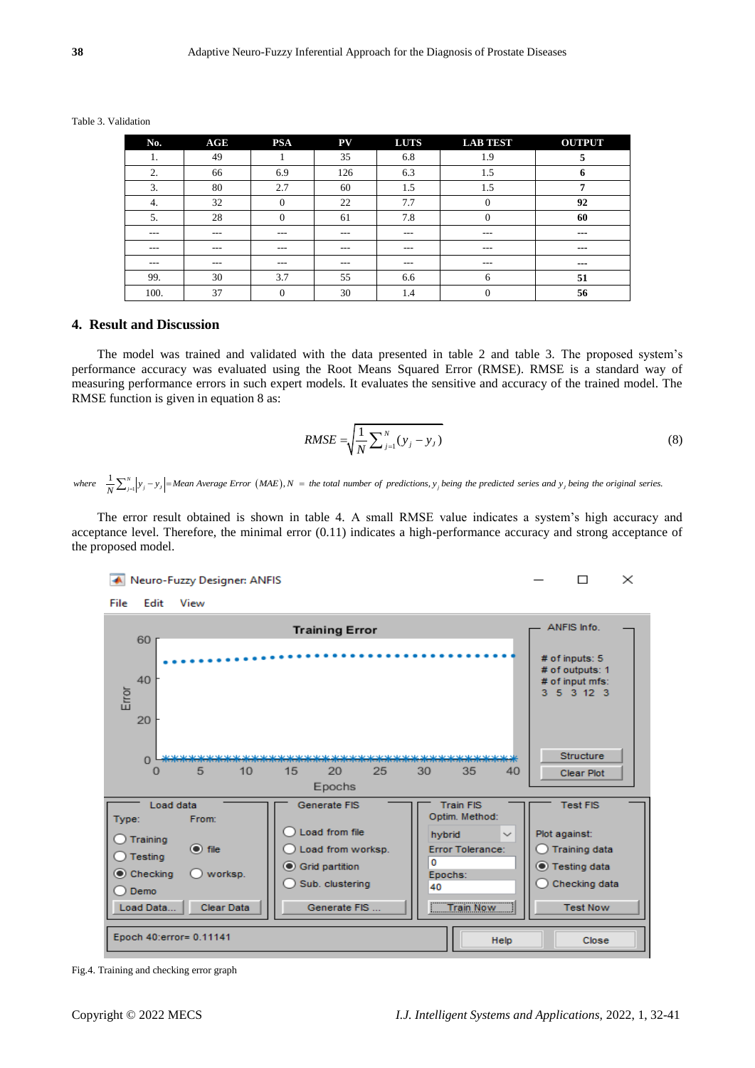Table 3. Validation

| No. | AGE | PSA | PV | LUTS | LAB TEST | OUTPUT |
|---|---|---|---|---|---|---|
| 1. | 49 | 1 | 35 | 6.8 | 1.9 | **5** |
| 2. | 66 | 6.9 | 126 | 6.3 | 1.5 | **6** |
| 3. | 80 | 2.7 | 60 | 1.5 | 1.5 | **7** |
| 4. | 32 | 0 | 22 | 7.7 | 0 | **92** |
| 5. | 28 | 0 | 61 | 7.8 | 0 | **60** |
| --- | --- | --- | --- | --- | --- | --- |
| --- | --- | --- | --- | --- | --- | --- |
| --- | --- | --- | --- | --- | --- | --- |
| 99. | 30 | 3.7 | 55 | 6.6 | 6 | **51** |
| 100. | 37 | 0 | 30 | 1.4 | 0 | **56** |

## 4. Result and Discussion

The model was trained and validated with the data presented in table 2 and table 3. The proposed system's performance accuracy was evaluated using the Root Means Squared Error (RMSE). RMSE is a standard way of measuring performance errors in such expert models. It evaluates the sensitive and accuracy of the trained model. The RMSE function is given in equation 8 as:

$$RMSE = \sqrt{\frac{1}{N}\sum_{j=1}^{N}(y_j - y_J)} \tag{8}$$

*where* $\frac{1}{N}\sum_{j=1}^{N}|y_j - y_J| =$ *Mean Average Error* $(MAE), N =$ *the total number of predictions,* $y_j$ *being the predicted series and* $y_J$ *being the original series.*

The error result obtained is shown in table 4. A small RMSE value indicates a system's high accuracy and acceptance level. Therefore, the minimal error (0.11) indicates a high-performance accuracy and strong acceptance of the proposed model.

Fig.4. Training and checking error graph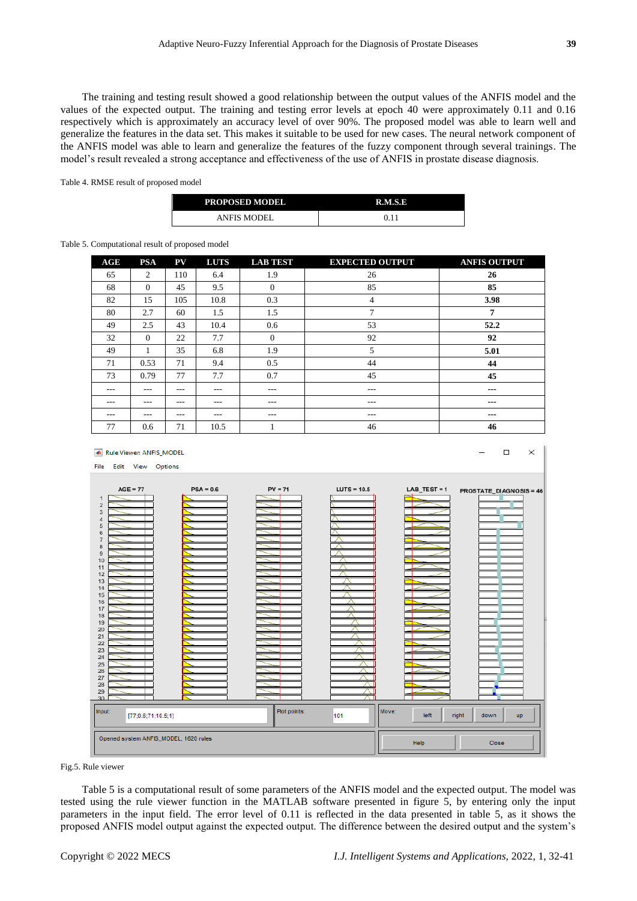The training and testing result showed a good relationship between the output values of the ANFIS model and the values of the expected output. The training and testing error levels at epoch 40 were approximately 0.11 and 0.16 respectively which is approximately an accuracy level of over 90%. The proposed model was able to learn well and generalize the features in the data set. This makes it suitable to be used for new cases. The neural network component of the ANFIS model was able to learn and generalize the features of the fuzzy component through several trainings. The model's result revealed a strong acceptance and effectiveness of the use of ANFIS in prostate disease diagnosis.

Table 4. RMSE result of proposed model

| PROPOSED MODEL | R.M.S.E |
|---|---|
| ANFIS MODEL | 0.11 |

Table 5. Computational result of proposed model

| AGE | PSA | PV | LUTS | LAB TEST | EXPECTED OUTPUT | ANFIS OUTPUT |
|---|---|---|---|---|---|---|
| 65 | 2 | 110 | 6.4 | 1.9 | 26 | **26** |
| 68 | 0 | 45 | 9.5 | 0 | 85 | **85** |
| 82 | 15 | 105 | 10.8 | 0.3 | 4 | **3.98** |
| 80 | 2.7 | 60 | 1.5 | 1.5 | 7 | **7** |
| 49 | 2.5 | 43 | 10.4 | 0.6 | 53 | **52.2** |
| 32 | 0 | 22 | 7.7 | 0 | 92 | **92** |
| 49 | 1 | 35 | 6.8 | 1.9 | 5 | **5.01** |
| 71 | 0.53 | 71 | 9.4 | 0.5 | 44 | **44** |
| 73 | 0.79 | 77 | 7.7 | 0.7 | 45 | **45** |
| --- | --- | --- | --- | --- | --- | **---** |
| --- | --- | --- | --- | --- | --- | **---** |
| --- | --- | --- | --- | --- | --- | **---** |
| 77 | 0.6 | 71 | 10.5 | 1 | 46 | **46** |

Fig.5. Rule viewer

Table 5 is a computational result of some parameters of the ANFIS model and the expected output. The model was tested using the rule viewer function in the MATLAB software presented in figure 5, by entering only the input parameters in the input field. The error level of 0.11 is reflected in the data presented in table 5, as it shows the proposed ANFIS model output against the expected output. The difference between the desired output and the system's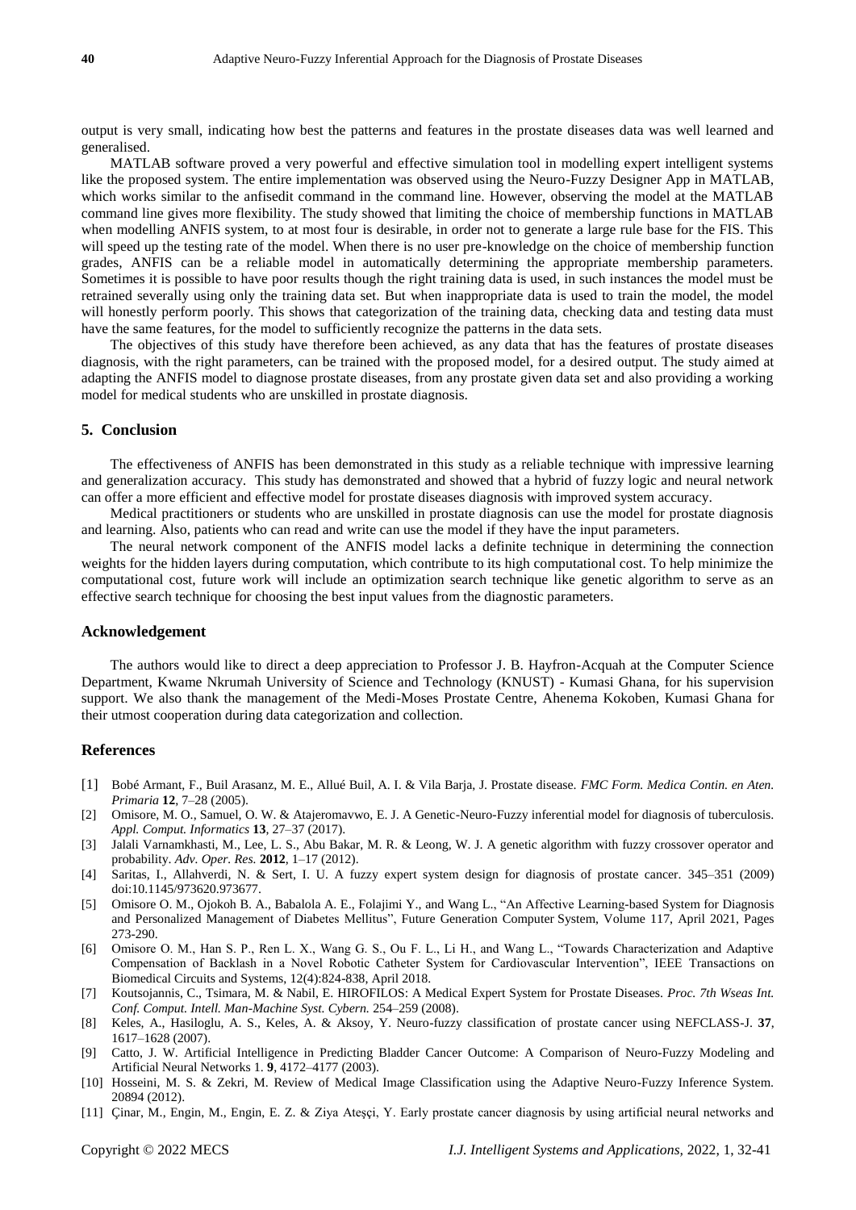output is very small, indicating how best the patterns and features in the prostate diseases data was well learned and generalised.

MATLAB software proved a very powerful and effective simulation tool in modelling expert intelligent systems like the proposed system. The entire implementation was observed using the Neuro-Fuzzy Designer App in MATLAB, which works similar to the anfisedit command in the command line. However, observing the model at the MATLAB command line gives more flexibility. The study showed that limiting the choice of membership functions in MATLAB when modelling ANFIS system, to at most four is desirable, in order not to generate a large rule base for the FIS. This will speed up the testing rate of the model. When there is no user pre-knowledge on the choice of membership function grades, ANFIS can be a reliable model in automatically determining the appropriate membership parameters. Sometimes it is possible to have poor results though the right training data is used, in such instances the model must be retrained severally using only the training data set. But when inappropriate data is used to train the model, the model will honestly perform poorly. This shows that categorization of the training data, checking data and testing data must have the same features, for the model to sufficiently recognize the patterns in the data sets.

The objectives of this study have therefore been achieved, as any data that has the features of prostate diseases diagnosis, with the right parameters, can be trained with the proposed model, for a desired output. The study aimed at adapting the ANFIS model to diagnose prostate diseases, from any prostate given data set and also providing a working model for medical students who are unskilled in prostate diagnosis.

## 5. Conclusion

The effectiveness of ANFIS has been demonstrated in this study as a reliable technique with impressive learning and generalization accuracy. This study has demonstrated and showed that a hybrid of fuzzy logic and neural network can offer a more efficient and effective model for prostate diseases diagnosis with improved system accuracy.

Medical practitioners or students who are unskilled in prostate diagnosis can use the model for prostate diagnosis and learning. Also, patients who can read and write can use the model if they have the input parameters.

The neural network component of the ANFIS model lacks a definite technique in determining the connection weights for the hidden layers during computation, which contribute to its high computational cost. To help minimize the computational cost, future work will include an optimization search technique like genetic algorithm to serve as an effective search technique for choosing the best input values from the diagnostic parameters.

## Acknowledgement

The authors would like to direct a deep appreciation to Professor J. B. Hayfron-Acquah at the Computer Science Department, Kwame Nkrumah University of Science and Technology (KNUST) - Kumasi Ghana, for his supervision support. We also thank the management of the Medi-Moses Prostate Centre, Ahenema Kokoben, Kumasi Ghana for their utmost cooperation during data categorization and collection.

## References

[1] Bobé Armant, F., Buil Arasanz, M. E., Allué Buil, A. I. & Vila Barja, J. Prostate disease. *FMC Form. Medica Contin. en Aten. Primaria* **12**, 7–28 (2005).

[2] Omisore, M. O., Samuel, O. W. & Atajeromavwo, E. J. A Genetic-Neuro-Fuzzy inferential model for diagnosis of tuberculosis. *Appl. Comput. Informatics* **13**, 27–37 (2017).

[3] Jalali Varnamkhasti, M., Lee, L. S., Abu Bakar, M. R. & Leong, W. J. A genetic algorithm with fuzzy crossover operator and probability. *Adv. Oper. Res.* **2012**, 1–17 (2012).

[4] Saritas, I., Allahverdi, N. & Sert, I. U. A fuzzy expert system design for diagnosis of prostate cancer. 345–351 (2009) doi:10.1145/973620.973677.

[5] Omisore O. M., Ojokoh B. A., Babalola A. E., Folajimi Y., and Wang L., "An Affective Learning-based System for Diagnosis and Personalized Management of Diabetes Mellitus", Future Generation Computer System, Volume 117, April 2021, Pages 273-290.

[6] Omisore O. M., Han S. P., Ren L. X., Wang G. S., Ou F. L., Li H., and Wang L., "Towards Characterization and Adaptive Compensation of Backlash in a Novel Robotic Catheter System for Cardiovascular Intervention", IEEE Transactions on Biomedical Circuits and Systems, 12(4):824-838, April 2018.

[7] Koutsojannis, C., Tsimara, M. & Nabil, E. HIROFILOS: A Medical Expert System for Prostate Diseases. *Proc. 7th Wseas Int. Conf. Comput. Intell. Man-Machine Syst. Cybern.* 254–259 (2008).

[8] Keles, A., Hasiloglu, A. S., Keles, A. & Aksoy, Y. Neuro-fuzzy classification of prostate cancer using NEFCLASS-J. **37**, 1617–1628 (2007).

[9] Catto, J. W. Artificial Intelligence in Predicting Bladder Cancer Outcome: A Comparison of Neuro-Fuzzy Modeling and Artificial Neural Networks 1. **9**, 4172–4177 (2003).

[10] Hosseini, M. S. & Zekri, M. Review of Medical Image Classification using the Adaptive Neuro-Fuzzy Inference System. 20894 (2012).

[11] Çinar, M., Engin, M., Engin, E. Z. & Ziya Ateşçi, Y. Early prostate cancer diagnosis by using artificial neural networks and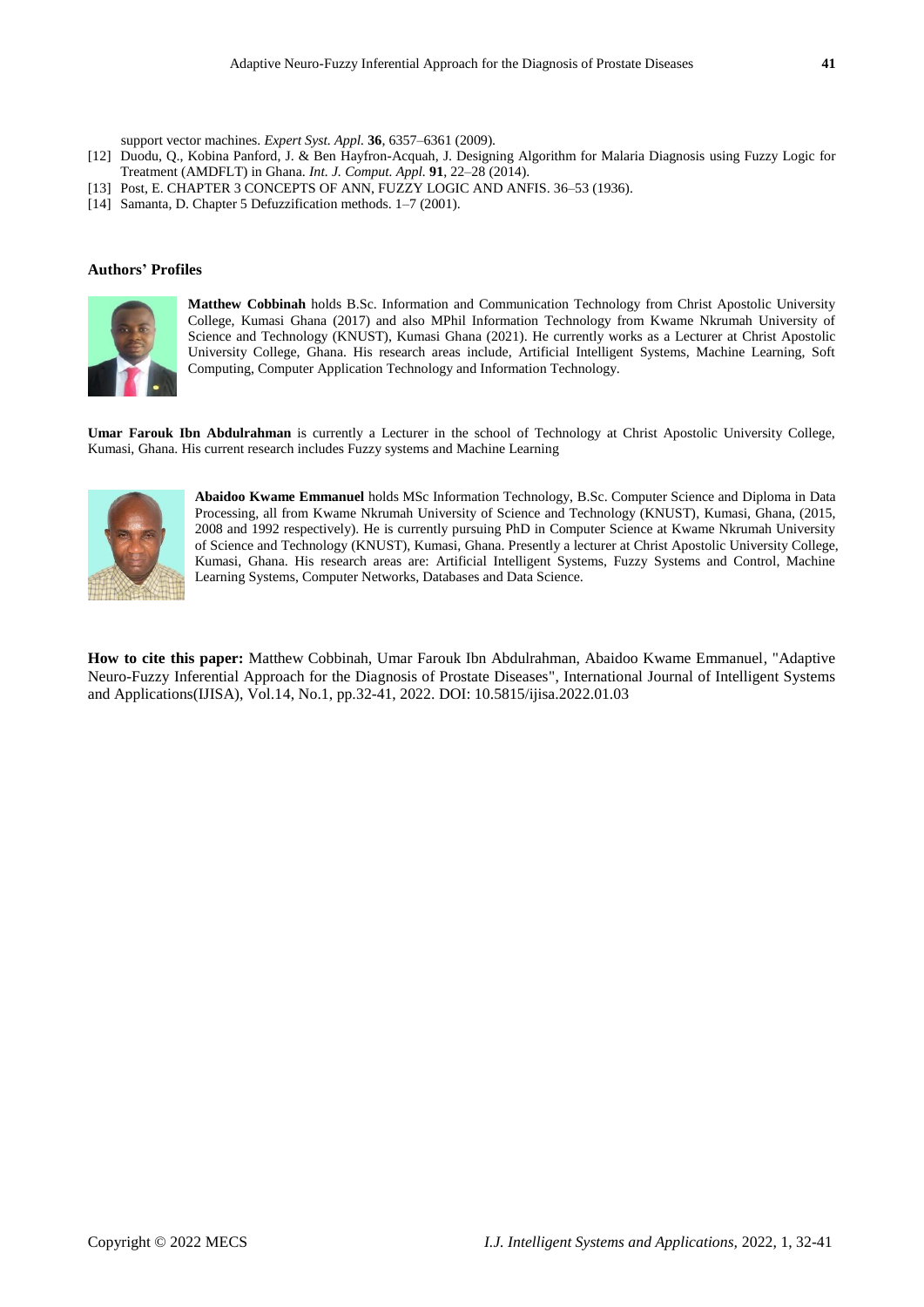support vector machines. *Expert Syst. Appl.* **36**, 6357–6361 (2009).

[12] Duodu, Q., Kobina Panford, J. & Ben Hayfron-Acquah, J. Designing Algorithm for Malaria Diagnosis using Fuzzy Logic for Treatment (AMDFLT) in Ghana. *Int. J. Comput. Appl.* **91**, 22–28 (2014).

[13] Post, E. CHAPTER 3 CONCEPTS OF ANN, FUZZY LOGIC AND ANFIS. 36–53 (1936).

[14] Samanta, D. Chapter 5 Defuzzification methods. 1–7 (2001).

## Authors' Profiles

**Matthew Cobbinah** holds B.Sc. Information and Communication Technology from Christ Apostolic University College, Kumasi Ghana (2017) and also MPhil Information Technology from Kwame Nkrumah University of Science and Technology (KNUST), Kumasi Ghana (2021). He currently works as a Lecturer at Christ Apostolic University College, Ghana. His research areas include, Artificial Intelligent Systems, Machine Learning, Soft Computing, Computer Application Technology and Information Technology.

**Umar Farouk Ibn Abdulrahman** is currently a Lecturer in the school of Technology at Christ Apostolic University College, Kumasi, Ghana. His current research includes Fuzzy systems and Machine Learning

**Abaidoo Kwame Emmanuel** holds MSc Information Technology, B.Sc. Computer Science and Diploma in Data Processing, all from Kwame Nkrumah University of Science and Technology (KNUST), Kumasi, Ghana, (2015, 2008 and 1992 respectively). He is currently pursuing PhD in Computer Science at Kwame Nkrumah University of Science and Technology (KNUST), Kumasi, Ghana. Presently a lecturer at Christ Apostolic University College, Kumasi, Ghana. His research areas are: Artificial Intelligent Systems, Fuzzy Systems and Control, Machine Learning Systems, Computer Networks, Databases and Data Science.

**How to cite this paper:** Matthew Cobbinah, Umar Farouk Ibn Abdulrahman, Abaidoo Kwame Emmanuel, "Adaptive Neuro-Fuzzy Inferential Approach for the Diagnosis of Prostate Diseases", International Journal of Intelligent Systems and Applications(IJISA), Vol.14, No.1, pp.32-41, 2022. DOI: 10.5815/ijisa.2022.01.03